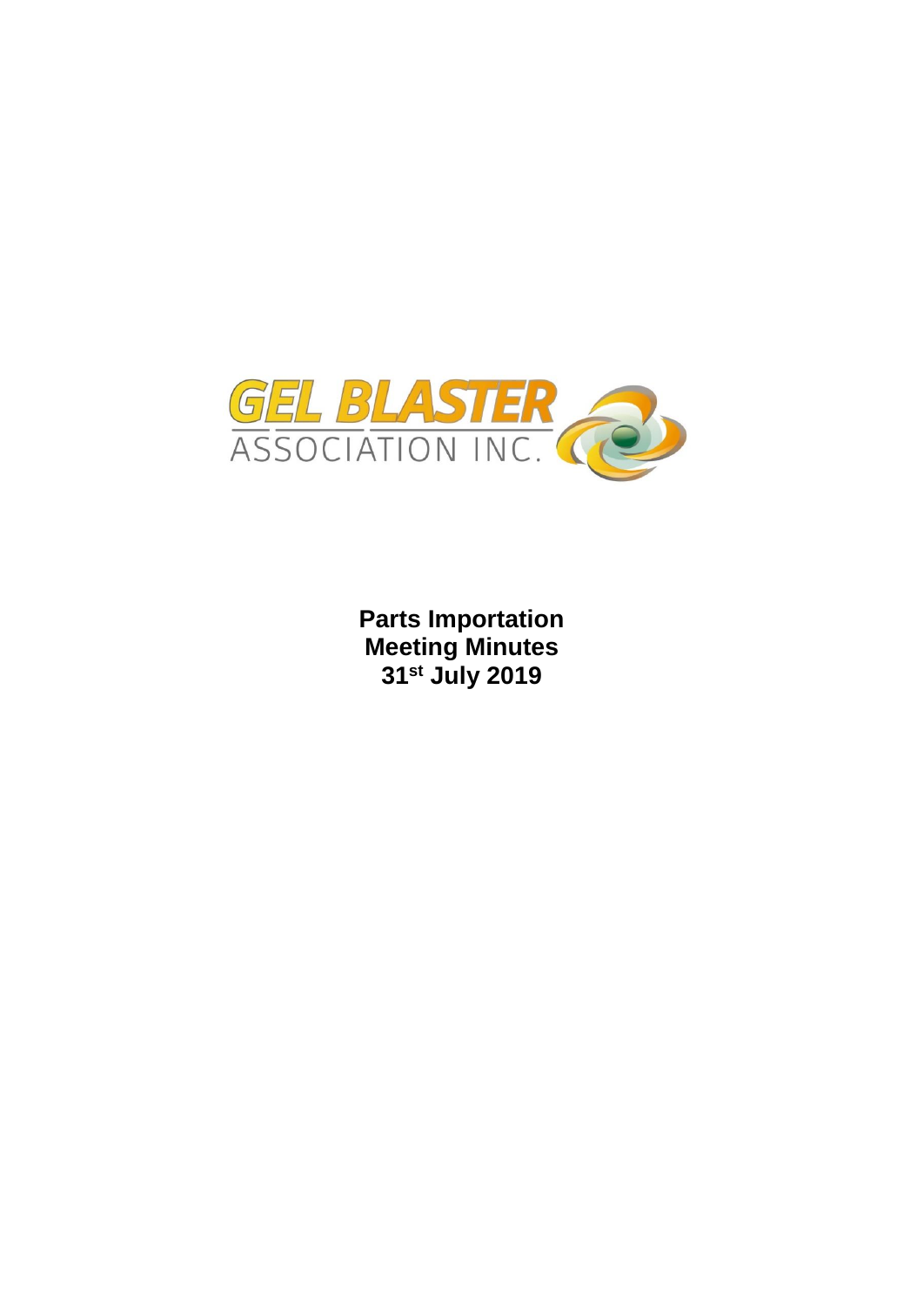GEL BLASTER
ASSOCIATION INC.

**Parts Importation**
**Meeting Minutes**
**31st July 2019**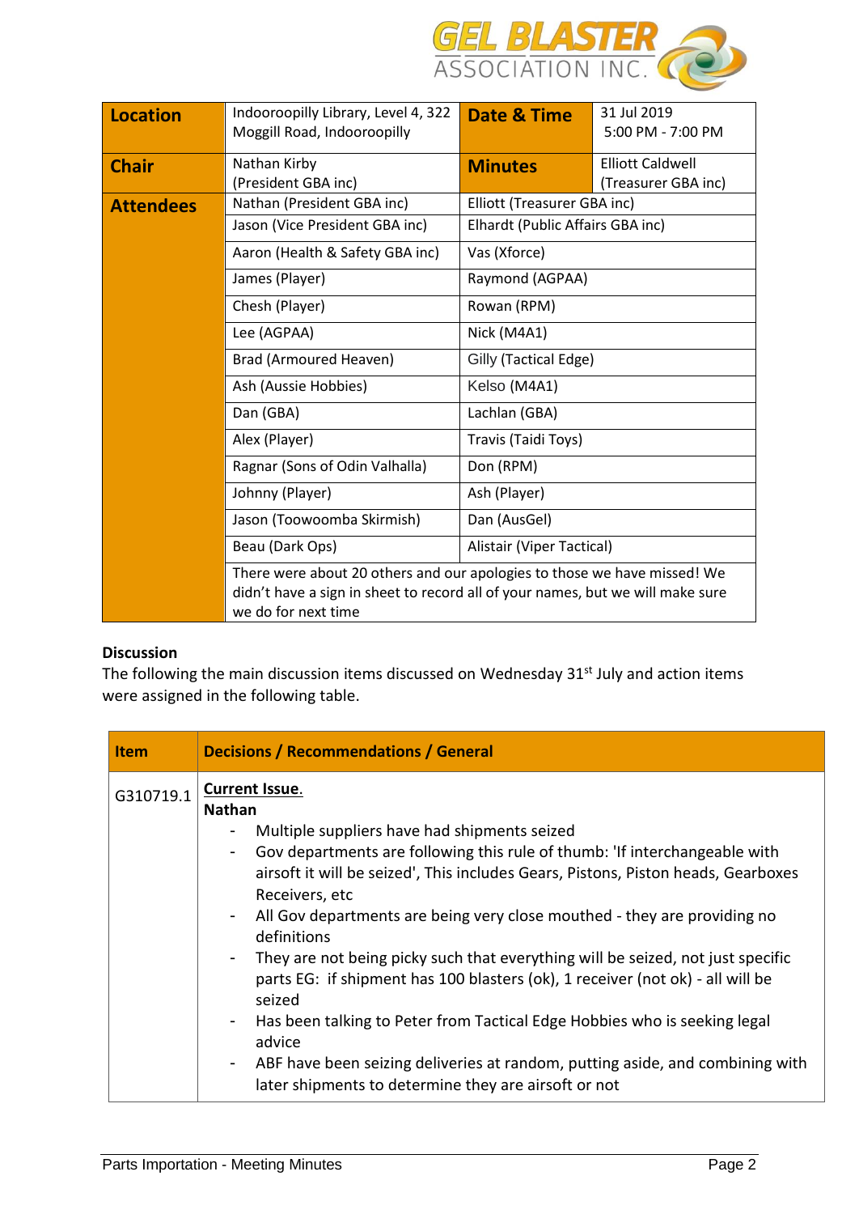| Location | Indooroopilly Library, Level 4, 322 Moggill Road, Indooroopilly | Date & Time | 31 Jul 2019 5:00 PM - 7:00 PM |
|---|---|---|---|
| Chair | Nathan Kirby (President GBA inc) | Minutes | Elliott Caldwell (Treasurer GBA inc) |
| Attendees | Nathan (President GBA inc) | Elliott (Treasurer GBA inc) | |
| | Jason (Vice President GBA inc) | Elhardt (Public Affairs GBA inc) | |
| | Aaron (Health & Safety GBA inc) | Vas (Xforce) | |
| | James (Player) | Raymond (AGPAA) | |
| | Chesh (Player) | Rowan (RPM) | |
| | Lee (AGPAA) | Nick (M4A1) | |
| | Brad (Armoured Heaven) | Gilly (Tactical Edge) | |
| | Ash (Aussie Hobbies) | Kelso (M4A1) | |
| | Dan (GBA) | Lachlan (GBA) | |
| | Alex (Player) | Travis (Taidi Toys) | |
| | Ragnar (Sons of Odin Valhalla) | Don (RPM) | |
| | Johnny (Player) | Ash (Player) | |
| | Jason (Toowoomba Skirmish) | Dan (AusGel) | |
| | Beau (Dark Ops) | Alistair (Viper Tactical) | |
| | There were about 20 others and our apologies to those we have missed! We didn't have a sign in sheet to record all of your names, but we will make sure we do for next time | | |

**Discussion**

The following the main discussion items discussed on Wednesday 31st July and action items were assigned in the following table.

| Item | Decisions / Recommendations / General |
|---|---|
| G310719.1 | **Current Issue.**<br>**Nathan**<br>- Multiple suppliers have had shipments seized<br>- Gov departments are following this rule of thumb: 'If interchangeable with airsoft it will be seized', This includes Gears, Pistons, Piston heads, Gearboxes Receivers, etc<br>- All Gov departments are being very close mouthed - they are providing no definitions<br>- They are not being picky such that everything will be seized, not just specific parts EG: if shipment has 100 blasters (ok), 1 receiver (not ok) - all will be seized<br>- Has been talking to Peter from Tactical Edge Hobbies who is seeking legal advice<br>- ABF have been seizing deliveries at random, putting aside, and combining with later shipments to determine they are airsoft or not |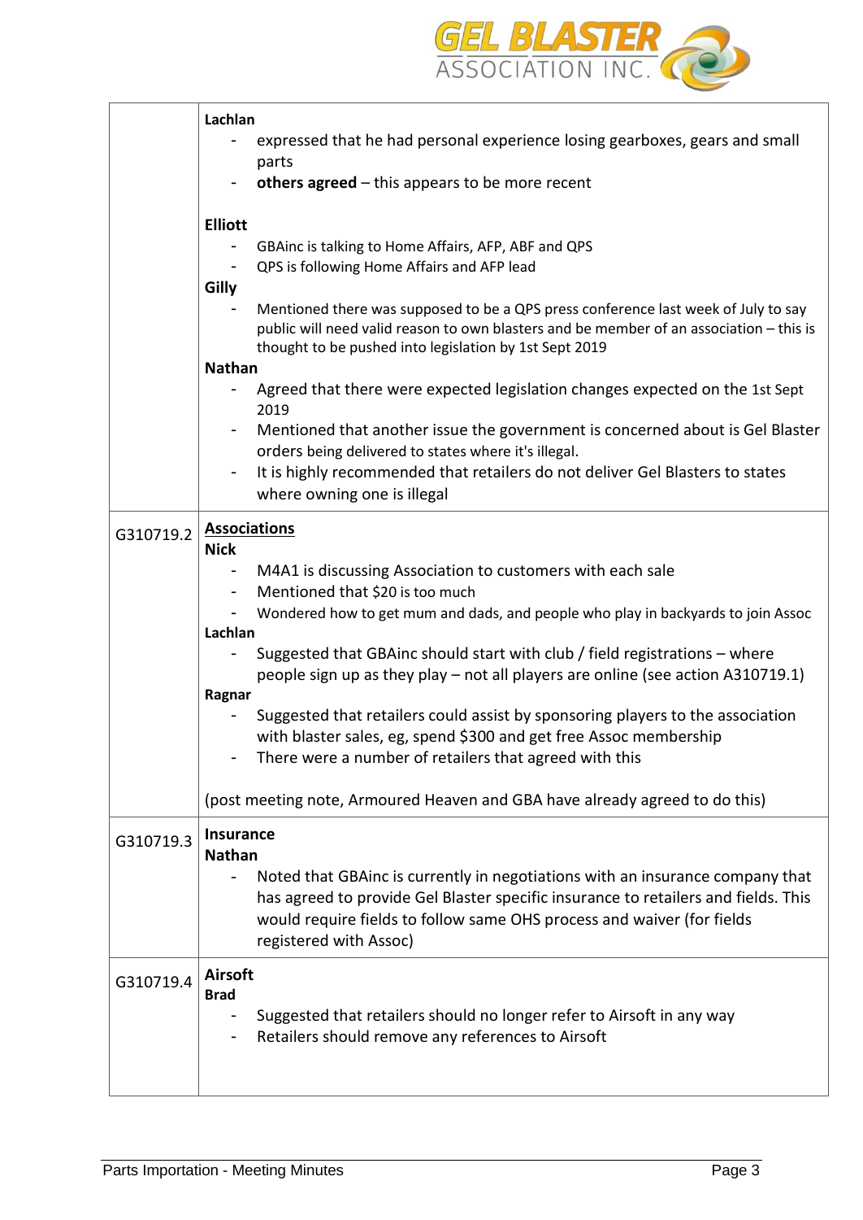| | |
|---|---|
| | **Lachlan**<br>- expressed that he had personal experience losing gearboxes, gears and small parts<br>- **others agreed** – this appears to be more recent<br><br>**Elliott**<br>- GBAinc is talking to Home Affairs, AFP, ABF and QPS<br>- QPS is following Home Affairs and AFP lead<br>**Gilly**<br>- Mentioned there was supposed to be a QPS press conference last week of July to say public will need valid reason to own blasters and be member of an association – this is thought to be pushed into legislation by 1st Sept 2019<br>**Nathan**<br>- Agreed that there were expected legislation changes expected on the 1st Sept 2019<br>- Mentioned that another issue the government is concerned about is Gel Blaster orders being delivered to states where it's illegal.<br>- It is highly recommended that retailers do not deliver Gel Blasters to states where owning one is illegal |
| G310719.2 | **Associations**<br>**Nick**<br>- M4A1 is discussing Association to customers with each sale<br>- Mentioned that $20 is too much<br>- Wondered how to get mum and dads, and people who play in backyards to join Assoc<br>**Lachlan**<br>- Suggested that GBAinc should start with club / field registrations – where people sign up as they play – not all players are online (see action A310719.1)<br>**Ragnar**<br>- Suggested that retailers could assist by sponsoring players to the association with blaster sales, eg, spend $300 and get free Assoc membership<br>- There were a number of retailers that agreed with this<br><br>(post meeting note, Armoured Heaven and GBA have already agreed to do this) |
| G310719.3 | **Insurance**<br>**Nathan**<br>- Noted that GBAinc is currently in negotiations with an insurance company that has agreed to provide Gel Blaster specific insurance to retailers and fields. This would require fields to follow same OHS process and waiver (for fields registered with Assoc) |
| G310719.4 | **Airsoft**<br>**Brad**<br>- Suggested that retailers should no longer refer to Airsoft in any way<br>- Retailers should remove any references to Airsoft |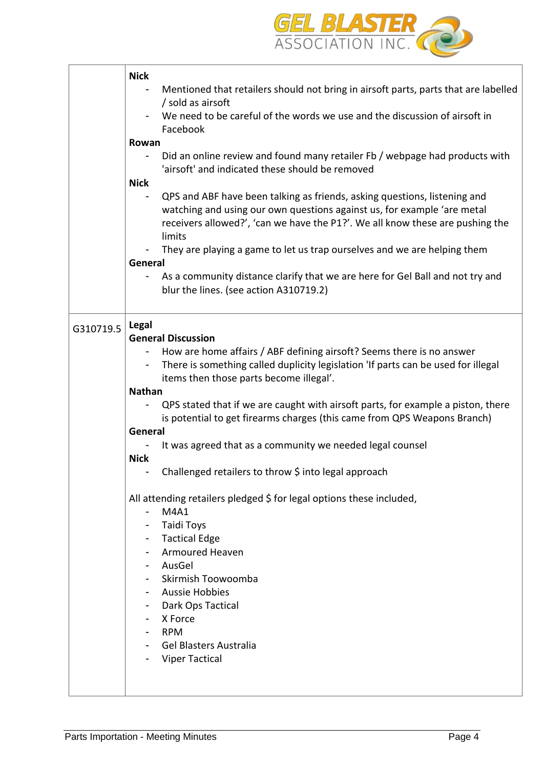| | |
|---|---|
| | **Nick**<br>- Mentioned that retailers should not bring in airsoft parts, parts that are labelled / sold as airsoft<br>- We need to be careful of the words we use and the discussion of airsoft in Facebook<br>**Rowan**<br>- Did an online review and found many retailer Fb / webpage had products with 'airsoft' and indicated these should be removed<br>**Nick**<br>- QPS and ABF have been talking as friends, asking questions, listening and watching and using our own questions against us, for example 'are metal receivers allowed?', 'can we have the P1?'. We all know these are pushing the limits<br>- They are playing a game to let us trap ourselves and we are helping them<br>**General**<br>- As a community distance clarify that we are here for Gel Ball and not try and blur the lines. (see action A310719.2) |
| G310719.5 | **Legal**<br>**General Discussion**<br>- How are home affairs / ABF defining airsoft? Seems there is no answer<br>- There is something called duplicity legislation 'If parts can be used for illegal items then those parts become illegal'.<br>**Nathan**<br>- QPS stated that if we are caught with airsoft parts, for example a piston, there is potential to get firearms charges (this came from QPS Weapons Branch)<br>**General**<br>- It was agreed that as a community we needed legal counsel<br>**Nick**<br>- Challenged retailers to throw $ into legal approach<br><br>All attending retailers pledged $ for legal options these included,<br>- M4A1<br>- Taidi Toys<br>- Tactical Edge<br>- Armoured Heaven<br>- AusGel<br>- Skirmish Toowoomba<br>- Aussie Hobbies<br>- Dark Ops Tactical<br>- X Force<br>- RPM<br>- Gel Blasters Australia<br>- Viper Tactical |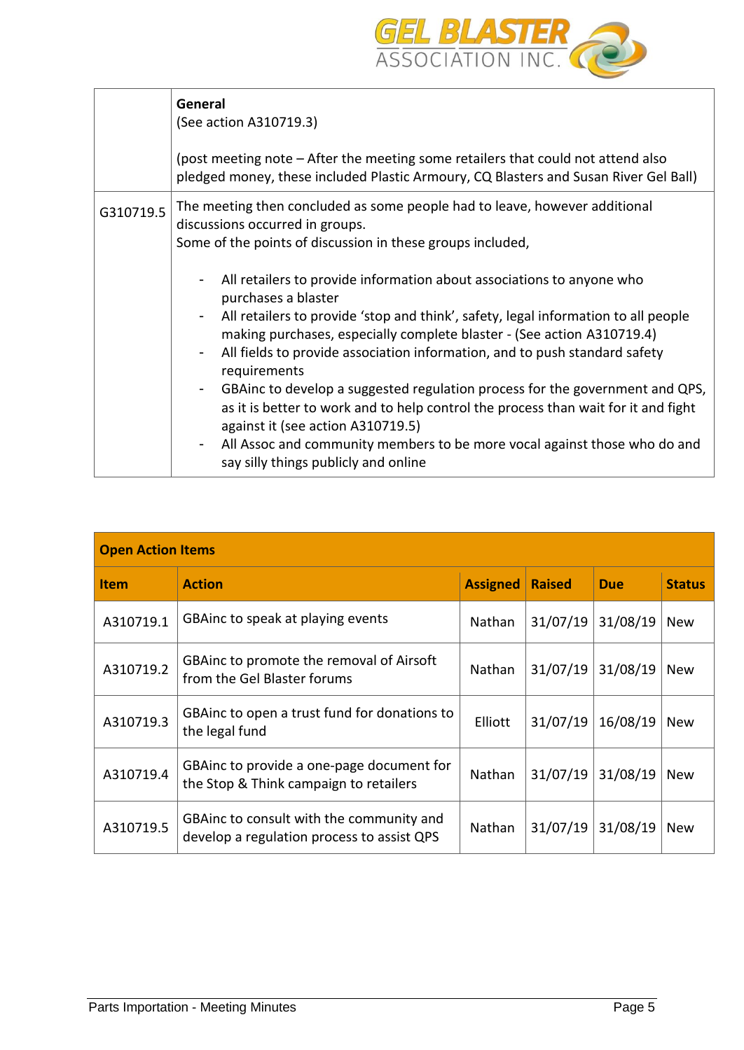| | |
|---|---|
| | **General**<br>(See action A310719.3)<br><br>(post meeting note – After the meeting some retailers that could not attend also pledged money, these included Plastic Armoury, CQ Blasters and Susan River Gel Ball) |
| G310719.5 | The meeting then concluded as some people had to leave, however additional discussions occurred in groups.<br>Some of the points of discussion in these groups included,<br><br>- All retailers to provide information about associations to anyone who purchases a blaster<br>- All retailers to provide 'stop and think', safety, legal information to all people making purchases, especially complete blaster - (See action A310719.4)<br>- All fields to provide association information, and to push standard safety requirements<br>- GBAinc to develop a suggested regulation process for the government and QPS, as it is better to work and to help control the process than wait for it and fight against it (see action A310719.5)<br>- All Assoc and community members to be more vocal against those who do and say silly things publicly and online |

| **Open Action Items** | | | | | |
|---|---|---|---|---|---|
| **Item** | **Action** | **Assigned** | **Raised** | **Due** | **Status** |
| A310719.1 | GBAinc to speak at playing events | Nathan | 31/07/19 | 31/08/19 | New |
| A310719.2 | GBAinc to promote the removal of Airsoft from the Gel Blaster forums | Nathan | 31/07/19 | 31/08/19 | New |
| A310719.3 | GBAinc to open a trust fund for donations to the legal fund | Elliott | 31/07/19 | 16/08/19 | New |
| A310719.4 | GBAinc to provide a one-page document for the Stop & Think campaign to retailers | Nathan | 31/07/19 | 31/08/19 | New |
| A310719.5 | GBAinc to consult with the community and develop a regulation process to assist QPS | Nathan | 31/07/19 | 31/08/19 | New |